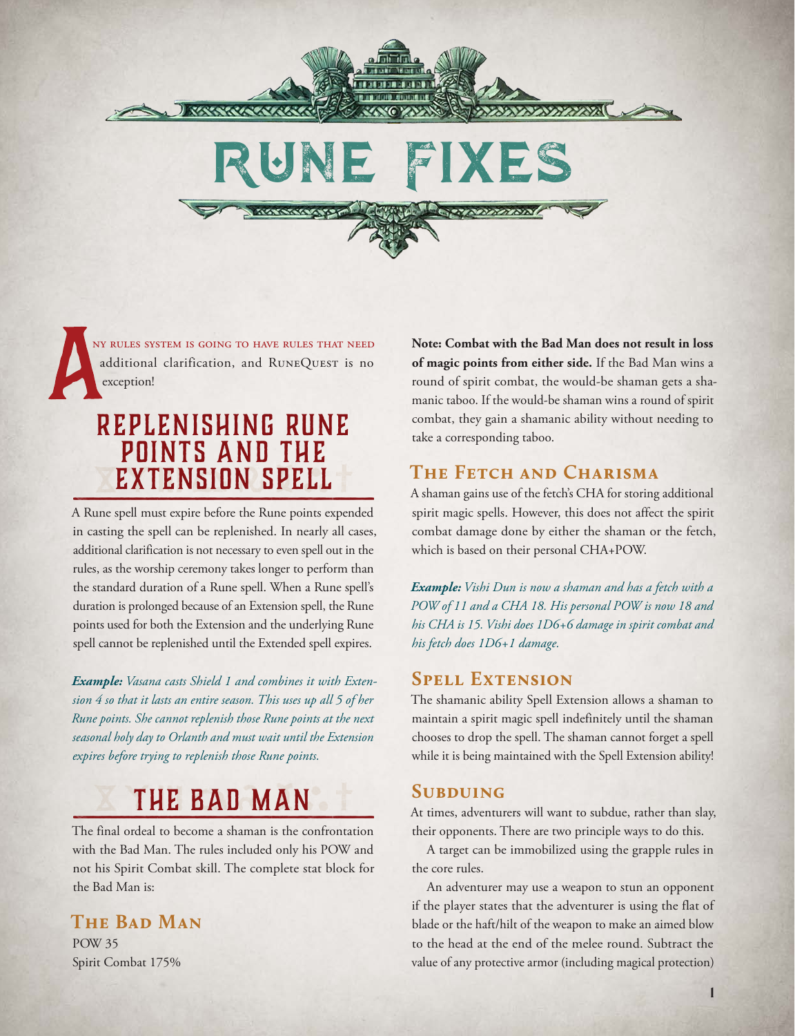# Rune Fixes

Any rules system is going to have rules that need additional clarification, and RuneQuest is no exception!

## Replenishing Rune Points and the Extension Spell

A Rune spell must expire before the Rune points expended in casting the spell can be replenished. In nearly all cases, additional clarification is not necessary to even spell out in the rules, as the worship ceremony takes longer to perform than the standard duration of a Rune spell. When a Rune spell's duration is prolonged because of an Extension spell, the Rune points used for both the Extension and the underlying Rune spell cannot be replenished until the Extended spell expires.

***Example:*** *Vasana casts Shield 1 and combines it with Extension 4 so that it lasts an entire season. This uses up all 5 of her Rune points. She cannot replenish those Rune points at the next seasonal holy day to Orlanth and must wait until the Extension expires before trying to replenish those Rune points.*

## The Bad Man

The final ordeal to become a shaman is the confrontation with the Bad Man. The rules included only his POW and not his Spirit Combat skill. The complete stat block for the Bad Man is:

### The Bad Man

POW 35
Spirit Combat 175%

**Note: Combat with the Bad Man does not result in loss of magic points from either side.** If the Bad Man wins a round of spirit combat, the would-be shaman gets a shamanic taboo. If the would-be shaman wins a round of spirit combat, they gain a shamanic ability without needing to take a corresponding taboo.

### The Fetch and Charisma

A shaman gains use of the fetch's CHA for storing additional spirit magic spells. However, this does not affect the spirit combat damage done by either the shaman or the fetch, which is based on their personal CHA+POW.

***Example:*** *Vishi Dun is now a shaman and has a fetch with a POW of 11 and a CHA 18. His personal POW is now 18 and his CHA is 15. Vishi does 1D6+6 damage in spirit combat and his fetch does 1D6+1 damage.*

### Spell Extension

The shamanic ability Spell Extension allows a shaman to maintain a spirit magic spell indefinitely until the shaman chooses to drop the spell. The shaman cannot forget a spell while it is being maintained with the Spell Extension ability!

### Subduing

At times, adventurers will want to subdue, rather than slay, their opponents. There are two principle ways to do this.

A target can be immobilized using the grapple rules in the core rules.

An adventurer may use a weapon to stun an opponent if the player states that the adventurer is using the flat of blade or the haft/hilt of the weapon to make an aimed blow to the head at the end of the melee round. Subtract the value of any protective armor (including magical protection)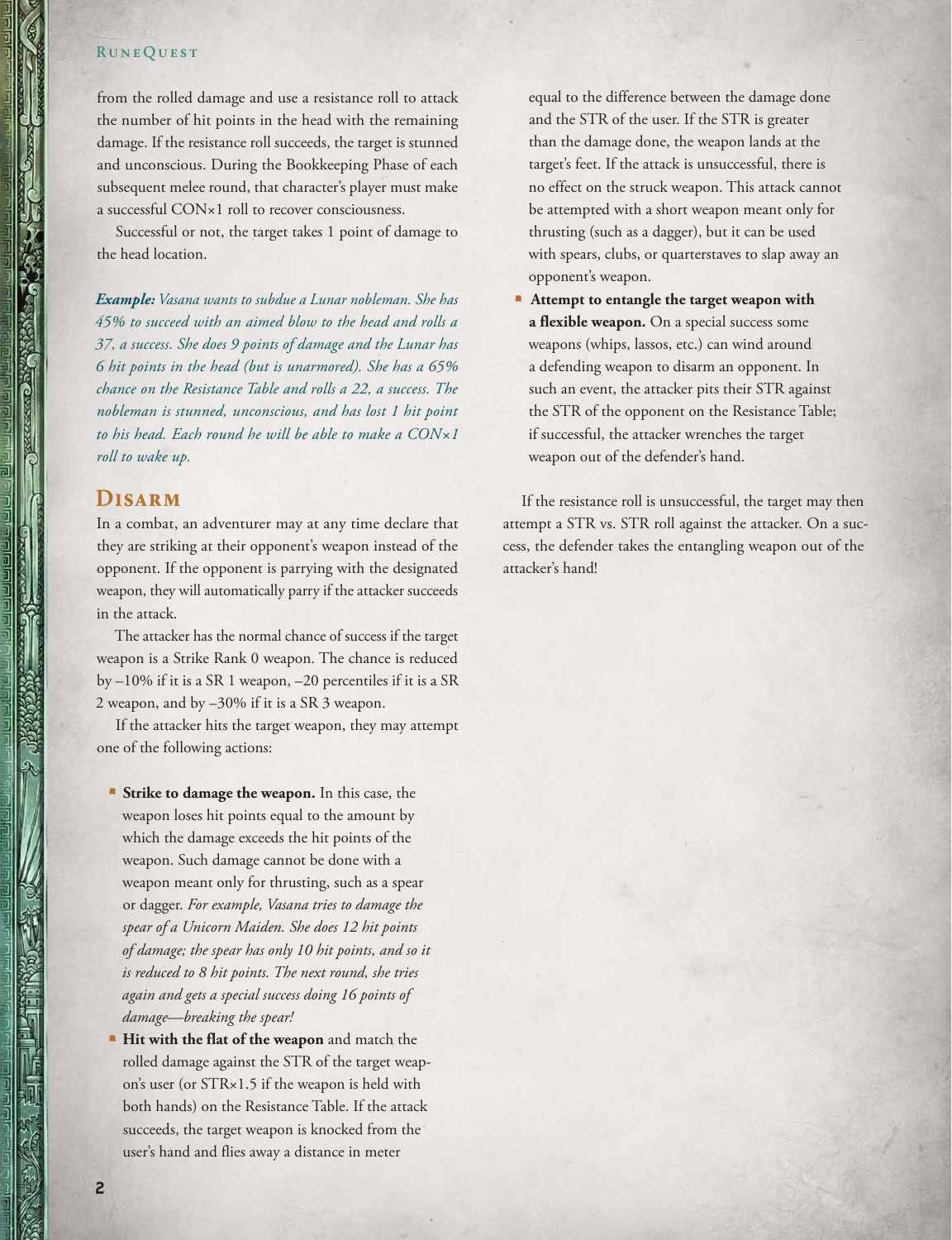from the rolled damage and use a resistance roll to attack the number of hit points in the head with the remaining damage. If the resistance roll succeeds, the target is stunned and unconscious. During the Bookkeeping Phase of each subsequent melee round, that character's player must make a successful CON×1 roll to recover consciousness.

Successful or not, the target takes 1 point of damage to the head location.

***Example:*** *Vasana wants to subdue a Lunar nobleman. She has 45% to succeed with an aimed blow to the head and rolls a 37, a success. She does 9 points of damage and the Lunar has 6 hit points in the head (but is unarmored). She has a 65% chance on the Resistance Table and rolls a 22, a success. The nobleman is stunned, unconscious, and has lost 1 hit point to his head. Each round he will be able to make a CON×1 roll to wake up.*

## Disarm

In a combat, an adventurer may at any time declare that they are striking at their opponent's weapon instead of the opponent. If the opponent is parrying with the designated weapon, they will automatically parry if the attacker succeeds in the attack.

The attacker has the normal chance of success if the target weapon is a Strike Rank 0 weapon. The chance is reduced by –10% if it is a SR 1 weapon, –20 percentiles if it is a SR 2 weapon, and by –30% if it is a SR 3 weapon.

If the attacker hits the target weapon, they may attempt one of the following actions:

- **Strike to damage the weapon.** In this case, the weapon loses hit points equal to the amount by which the damage exceeds the hit points of the weapon. Such damage cannot be done with a weapon meant only for thrusting, such as a spear or dagger. *For example, Vasana tries to damage the spear of a Unicorn Maiden. She does 12 hit points of damage; the spear has only 10 hit points, and so it is reduced to 8 hit points. The next round, she tries again and gets a special success doing 16 points of damage—breaking the spear!*
- **Hit with the flat of the weapon** and match the rolled damage against the STR of the target weapon's user (or STR×1.5 if the weapon is held with both hands) on the Resistance Table. If the attack succeeds, the target weapon is knocked from the user's hand and flies away a distance in meter equal to the difference between the damage done and the STR of the user. If the STR is greater than the damage done, the weapon lands at the target's feet. If the attack is unsuccessful, there is no effect on the struck weapon. This attack cannot be attempted with a short weapon meant only for thrusting (such as a dagger), but it can be used with spears, clubs, or quarterstaves to slap away an opponent's weapon.
- **Attempt to entangle the target weapon with a flexible weapon.** On a special success some weapons (whips, lassos, etc.) can wind around a defending weapon to disarm an opponent. In such an event, the attacker pits their STR against the STR of the opponent on the Resistance Table; if successful, the attacker wrenches the target weapon out of the defender's hand.

If the resistance roll is unsuccessful, the target may then attempt a STR vs. STR roll against the attacker. On a success, the defender takes the entangling weapon out of the attacker's hand!